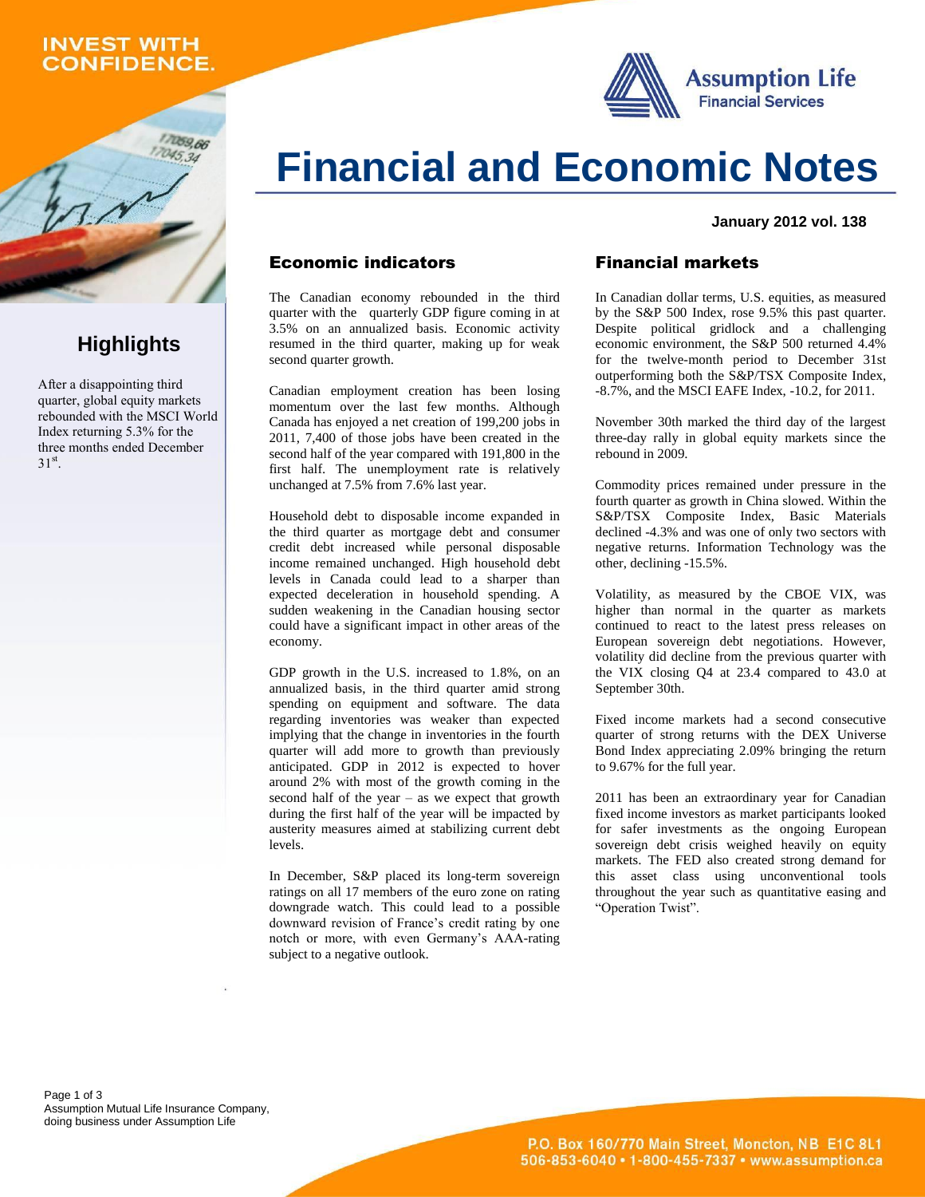INVEST WITH CONFIDENCE.

# Financial and Economic Notes

**January 2012 vol. 138**

## Highlights

After a disappointing third quarter, global equity markets rebounded with the MSCI World Index returning 5.3% for the three months ended December 31st.

## Economic indicators

The Canadian economy rebounded in the third quarter with the quarterly GDP figure coming in at 3.5% on an annualized basis. Economic activity resumed in the third quarter, making up for weak second quarter growth.

Canadian employment creation has been losing momentum over the last few months. Although Canada has enjoyed a net creation of 199,200 jobs in 2011, 7,400 of those jobs have been created in the second half of the year compared with 191,800 in the first half. The unemployment rate is relatively unchanged at 7.5% from 7.6% last year.

Household debt to disposable income expanded in the third quarter as mortgage debt and consumer credit debt increased while personal disposable income remained unchanged. High household debt levels in Canada could lead to a sharper than expected deceleration in household spending. A sudden weakening in the Canadian housing sector could have a significant impact in other areas of the economy.

GDP growth in the U.S. increased to 1.8%, on an annualized basis, in the third quarter amid strong spending on equipment and software. The data regarding inventories was weaker than expected implying that the change in inventories in the fourth quarter will add more to growth than previously anticipated. GDP in 2012 is expected to hover around 2% with most of the growth coming in the second half of the year – as we expect that growth during the first half of the year will be impacted by austerity measures aimed at stabilizing current debt levels.

In December, S&P placed its long-term sovereign ratings on all 17 members of the euro zone on rating downgrade watch. This could lead to a possible downward revision of France's credit rating by one notch or more, with even Germany's AAA-rating subject to a negative outlook.

## Financial markets

In Canadian dollar terms, U.S. equities, as measured by the S&P 500 Index, rose 9.5% this past quarter. Despite political gridlock and a challenging economic environment, the S&P 500 returned 4.4% for the twelve-month period to December 31st outperforming both the S&P/TSX Composite Index, -8.7%, and the MSCI EAFE Index, -10.2, for 2011.

November 30th marked the third day of the largest three-day rally in global equity markets since the rebound in 2009.

Commodity prices remained under pressure in the fourth quarter as growth in China slowed. Within the S&P/TSX Composite Index, Basic Materials declined -4.3% and was one of only two sectors with negative returns. Information Technology was the other, declining -15.5%.

Volatility, as measured by the CBOE VIX, was higher than normal in the quarter as markets continued to react to the latest press releases on European sovereign debt negotiations. However, volatility did decline from the previous quarter with the VIX closing Q4 at 23.4 compared to 43.0 at September 30th.

Fixed income markets had a second consecutive quarter of strong returns with the DEX Universe Bond Index appreciating 2.09% bringing the return to 9.67% for the full year.

2011 has been an extraordinary year for Canadian fixed income investors as market participants looked for safer investments as the ongoing European sovereign debt crisis weighed heavily on equity markets. The FED also created strong demand for this asset class using unconventional tools throughout the year such as quantitative easing and "Operation Twist".

Assumption Mutual Life Insurance Company, doing business under Assumption Life

P.O. Box 160/770 Main Street, Moncton, NB E1C 8L1
506-853-6040 • 1-800-455-7337 • www.assumption.ca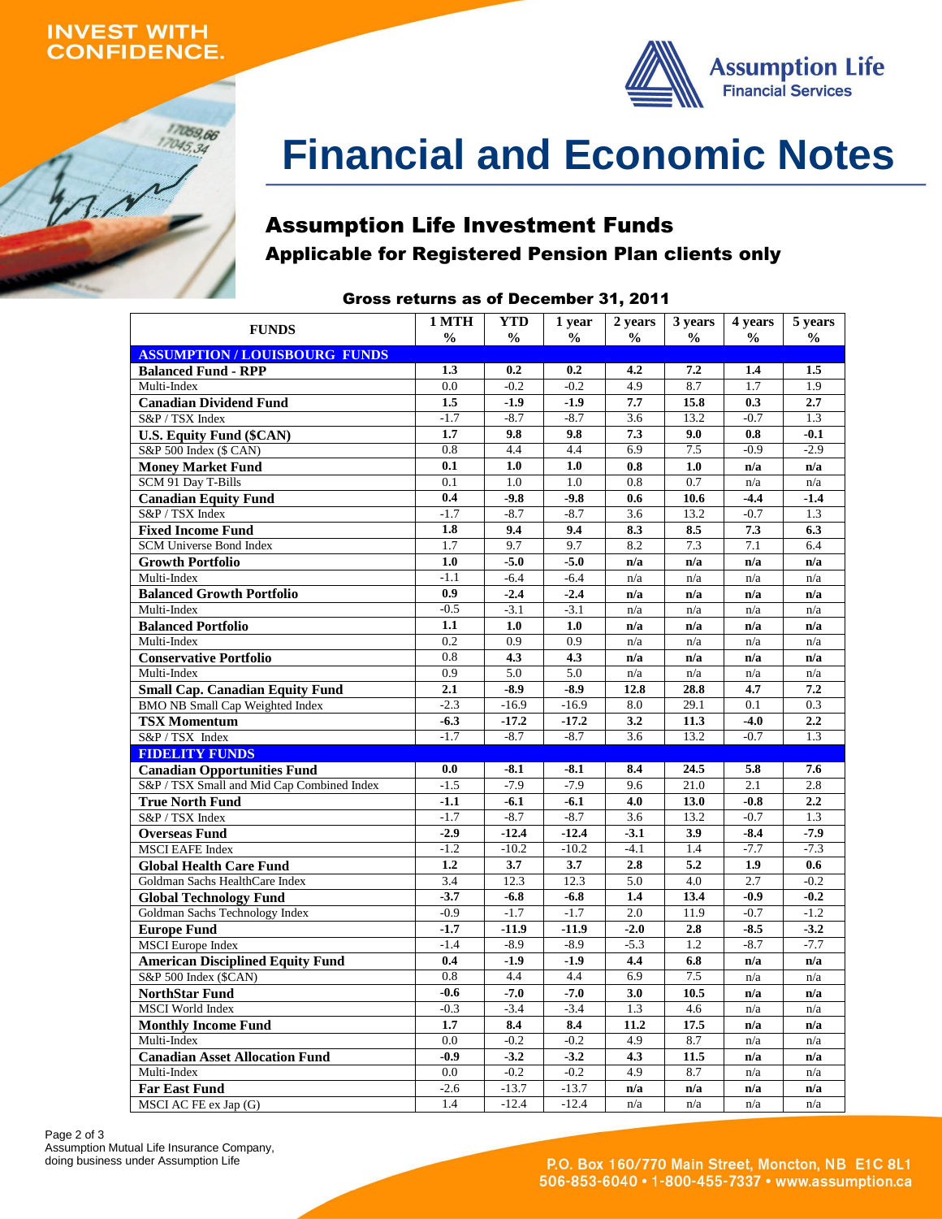INVEST WITH CONFIDENCE.

Assumption Life Financial Services

# Financial and Economic Notes

## Assumption Life Investment Funds

### Applicable for Registered Pension Plan clients only

**Gross returns as of December 31, 2011**

| FUNDS | 1 MTH % | YTD % | 1 year % | 2 years % | 3 years % | 4 years % | 5 years % |
|---|---|---|---|---|---|---|---|
| **ASSUMPTION / LOUISBOURG FUNDS** | | | | | | | |
| **Balanced Fund - RPP** | **1.3** | **0.2** | **0.2** | **4.2** | **7.2** | **1.4** | **1.5** |
| Multi-Index | 0.0 | -0.2 | -0.2 | 4.9 | 8.7 | 1.7 | 1.9 |
| **Canadian Dividend Fund** | **1.5** | **-1.9** | **-1.9** | **7.7** | **15.8** | **0.3** | **2.7** |
| S&P / TSX Index | -1.7 | -8.7 | -8.7 | 3.6 | 13.2 | -0.7 | 1.3 |
| **U.S. Equity Fund ($CAN)** | **1.7** | **9.8** | **9.8** | **7.3** | **9.0** | **0.8** | **-0.1** |
| S&P 500 Index ($ CAN) | 0.8 | 4.4 | 4.4 | 6.9 | 7.5 | -0.9 | -2.9 |
| **Money Market Fund** | **0.1** | **1.0** | **1.0** | **0.8** | **1.0** | **n/a** | **n/a** |
| SCM 91 Day T-Bills | 0.1 | 1.0 | 1.0 | 0.8 | 0.7 | n/a | n/a |
| **Canadian Equity Fund** | **0.4** | **-9.8** | **-9.8** | **0.6** | **10.6** | **-4.4** | **-1.4** |
| S&P / TSX Index | -1.7 | -8.7 | -8.7 | 3.6 | 13.2 | -0.7 | 1.3 |
| **Fixed Income Fund** | **1.8** | **9.4** | **9.4** | **8.3** | **8.5** | **7.3** | **6.3** |
| SCM Universe Bond Index | 1.7 | 9.7 | 9.7 | 8.2 | 7.3 | 7.1 | 6.4 |
| **Growth Portfolio** | **1.0** | **-5.0** | **-5.0** | **n/a** | **n/a** | **n/a** | **n/a** |
| Multi-Index | -1.1 | -6.4 | -6.4 | n/a | n/a | n/a | n/a |
| **Balanced Growth Portfolio** | **0.9** | **-2.4** | **-2.4** | **n/a** | **n/a** | **n/a** | **n/a** |
| Multi-Index | -0.5 | -3.1 | -3.1 | n/a | n/a | n/a | n/a |
| **Balanced Portfolio** | **1.1** | **1.0** | **1.0** | **n/a** | **n/a** | **n/a** | **n/a** |
| Multi-Index | 0.2 | 0.9 | 0.9 | n/a | n/a | n/a | n/a |
| **Conservative Portfolio** | 0.8 | **4.3** | **4.3** | **n/a** | **n/a** | **n/a** | **n/a** |
| Multi-Index | 0.9 | 5.0 | 5.0 | n/a | n/a | n/a | n/a |
| **Small Cap. Canadian Equity Fund** | **2.1** | **-8.9** | **-8.9** | **12.8** | **28.8** | **4.7** | **7.2** |
| BMO NB Small Cap Weighted Index | -2.3 | -16.9 | -16.9 | 8.0 | 29.1 | 0.1 | 0.3 |
| **TSX Momentum** | **-6.3** | **-17.2** | **-17.2** | **3.2** | **11.3** | **-4.0** | **2.2** |
| S&P / TSX Index | -1.7 | -8.7 | -8.7 | 3.6 | 13.2 | -0.7 | 1.3 |
| **FIDELITY FUNDS** | | | | | | | |
| **Canadian Opportunities Fund** | **0.0** | **-8.1** | **-8.1** | **8.4** | **24.5** | **5.8** | **7.6** |
| S&P / TSX Small and Mid Cap Combined Index | -1.5 | -7.9 | -7.9 | 9.6 | 21.0 | 2.1 | 2.8 |
| **True North Fund** | **-1.1** | **-6.1** | **-6.1** | **4.0** | **13.0** | **-0.8** | **2.2** |
| S&P / TSX Index | -1.7 | -8.7 | -8.7 | 3.6 | 13.2 | -0.7 | 1.3 |
| **Overseas Fund** | **-2.9** | **-12.4** | **-12.4** | **-3.1** | **3.9** | **-8.4** | **-7.9** |
| MSCI EAFE Index | -1.2 | -10.2 | -10.2 | -4.1 | 1.4 | -7.7 | -7.3 |
| **Global Health Care Fund** | **1.2** | **3.7** | **3.7** | **2.8** | **5.2** | **1.9** | **0.6** |
| Goldman Sachs HealthCare Index | 3.4 | 12.3 | 12.3 | 5.0 | 4.0 | 2.7 | -0.2 |
| **Global Technology Fund** | **-3.7** | **-6.8** | **-6.8** | **1.4** | **13.4** | **-0.9** | **-0.2** |
| Goldman Sachs Technology Index | -0.9 | -1.7 | -1.7 | 2.0 | 11.9 | -0.7 | -1.2 |
| **Europe Fund** | **-1.7** | **-11.9** | **-11.9** | **-2.0** | **2.8** | **-8.5** | **-3.2** |
| MSCI Europe Index | -1.4 | -8.9 | -8.9 | -5.3 | 1.2 | -8.7 | -7.7 |
| **American Disciplined Equity Fund** | **0.4** | **-1.9** | **-1.9** | **4.4** | **6.8** | **n/a** | **n/a** |
| S&P 500 Index ($CAN) | 0.8 | 4.4 | 4.4 | 6.9 | 7.5 | n/a | n/a |
| **NorthStar Fund** | **-0.6** | **-7.0** | **-7.0** | **3.0** | **10.5** | **n/a** | **n/a** |
| MSCI World Index | -0.3 | -3.4 | -3.4 | 1.3 | 4.6 | n/a | n/a |
| **Monthly Income Fund** | **1.7** | **8.4** | **8.4** | **11.2** | **17.5** | **n/a** | **n/a** |
| Multi-Index | 0.0 | -0.2 | -0.2 | 4.9 | 8.7 | n/a | n/a |
| **Canadian Asset Allocation Fund** | **-0.9** | **-3.2** | **-3.2** | **4.3** | **11.5** | **n/a** | **n/a** |
| Multi-Index | 0.0 | -0.2 | -0.2 | 4.9 | 8.7 | n/a | n/a |
| **Far East Fund** | -2.6 | -13.7 | -13.7 | **n/a** | **n/a** | **n/a** | **n/a** |
| MSCI AC FE ex Jap (G) | 1.4 | -12.4 | -12.4 | n/a | n/a | n/a | n/a |

Assumption Mutual Life Insurance Company, doing business under Assumption Life

P.O. Box 160/770 Main Street, Moncton, NB E1C 8L1
506-853-6040 • 1-800-455-7337 • www.assumption.ca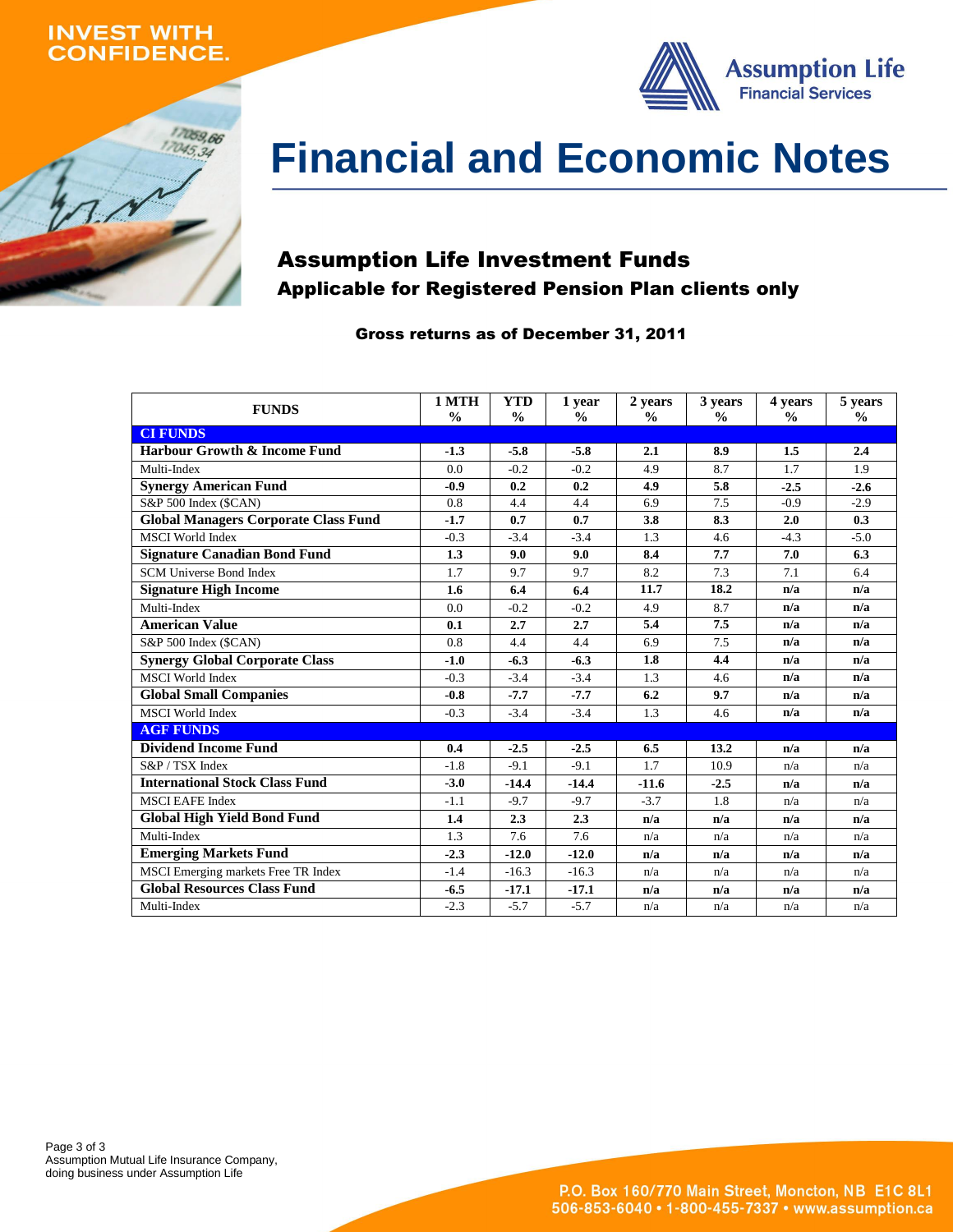INVEST WITH CONFIDENCE.

Assumption Life Financial Services

# Financial and Economic Notes

## Assumption Life Investment Funds

### Applicable for Registered Pension Plan clients only

**Gross returns as of December 31, 2011**

| FUNDS | 1 MTH % | YTD % | 1 year % | 2 years % | 3 years % | 4 years % | 5 years % |
|---|---|---|---|---|---|---|---|
| **CI FUNDS** | | | | | | | |
| **Harbour Growth & Income Fund** | **-1.3** | **-5.8** | **-5.8** | **2.1** | **8.9** | **1.5** | **2.4** |
| Multi-Index | 0.0 | -0.2 | -0.2 | 4.9 | 8.7 | 1.7 | 1.9 |
| **Synergy American Fund** | **-0.9** | **0.2** | **0.2** | **4.9** | **5.8** | **-2.5** | **-2.6** |
| S&P 500 Index ($CAN) | 0.8 | 4.4 | 4.4 | 6.9 | 7.5 | -0.9 | -2.9 |
| **Global Managers Corporate Class Fund** | **-1.7** | **0.7** | **0.7** | **3.8** | **8.3** | **2.0** | **0.3** |
| MSCI World Index | -0.3 | -3.4 | -3.4 | 1.3 | 4.6 | -4.3 | -5.0 |
| **Signature Canadian Bond Fund** | **1.3** | **9.0** | **9.0** | **8.4** | **7.7** | **7.0** | **6.3** |
| SCM Universe Bond Index | 1.7 | 9.7 | 9.7 | 8.2 | 7.3 | 7.1 | 6.4 |
| **Signature High Income** | **1.6** | **6.4** | **6.4** | **11.7** | **18.2** | **n/a** | **n/a** |
| Multi-Index | 0.0 | -0.2 | -0.2 | 4.9 | 8.7 | **n/a** | **n/a** |
| **American Value** | **0.1** | **2.7** | **2.7** | **5.4** | **7.5** | **n/a** | **n/a** |
| S&P 500 Index ($CAN) | 0.8 | 4.4 | 4.4 | 6.9 | 7.5 | **n/a** | **n/a** |
| **Synergy Global Corporate Class** | **-1.0** | **-6.3** | **-6.3** | **1.8** | **4.4** | **n/a** | **n/a** |
| MSCI World Index | -0.3 | -3.4 | -3.4 | 1.3 | 4.6 | **n/a** | **n/a** |
| **Global Small Companies** | **-0.8** | **-7.7** | **-7.7** | **6.2** | **9.7** | **n/a** | **n/a** |
| MSCI World Index | -0.3 | -3.4 | -3.4 | 1.3 | 4.6 | **n/a** | **n/a** |
| **AGF FUNDS** | | | | | | | |
| **Dividend Income Fund** | **0.4** | **-2.5** | **-2.5** | **6.5** | **13.2** | **n/a** | **n/a** |
| S&P / TSX Index | -1.8 | -9.1 | -9.1 | 1.7 | 10.9 | n/a | n/a |
| **International Stock Class Fund** | **-3.0** | **-14.4** | **-14.4** | **-11.6** | **-2.5** | **n/a** | **n/a** |
| MSCI EAFE Index | -1.1 | -9.7 | -9.7 | -3.7 | 1.8 | n/a | n/a |
| **Global High Yield Bond Fund** | **1.4** | **2.3** | **2.3** | **n/a** | **n/a** | **n/a** | **n/a** |
| Multi-Index | 1.3 | 7.6 | 7.6 | n/a | n/a | n/a | n/a |
| **Emerging Markets Fund** | **-2.3** | **-12.0** | **-12.0** | **n/a** | **n/a** | **n/a** | **n/a** |
| MSCI Emerging markets Free TR Index | -1.4 | -16.3 | -16.3 | n/a | n/a | n/a | n/a |
| **Global Resources Class Fund** | **-6.5** | **-17.1** | **-17.1** | **n/a** | **n/a** | **n/a** | **n/a** |
| Multi-Index | -2.3 | -5.7 | -5.7 | n/a | n/a | n/a | n/a |

Assumption Mutual Life Insurance Company, doing business under Assumption Life

P.O. Box 160/770 Main Street, Moncton, NB E1C 8L1
506-853-6040 • 1-800-455-7337 • www.assumption.ca